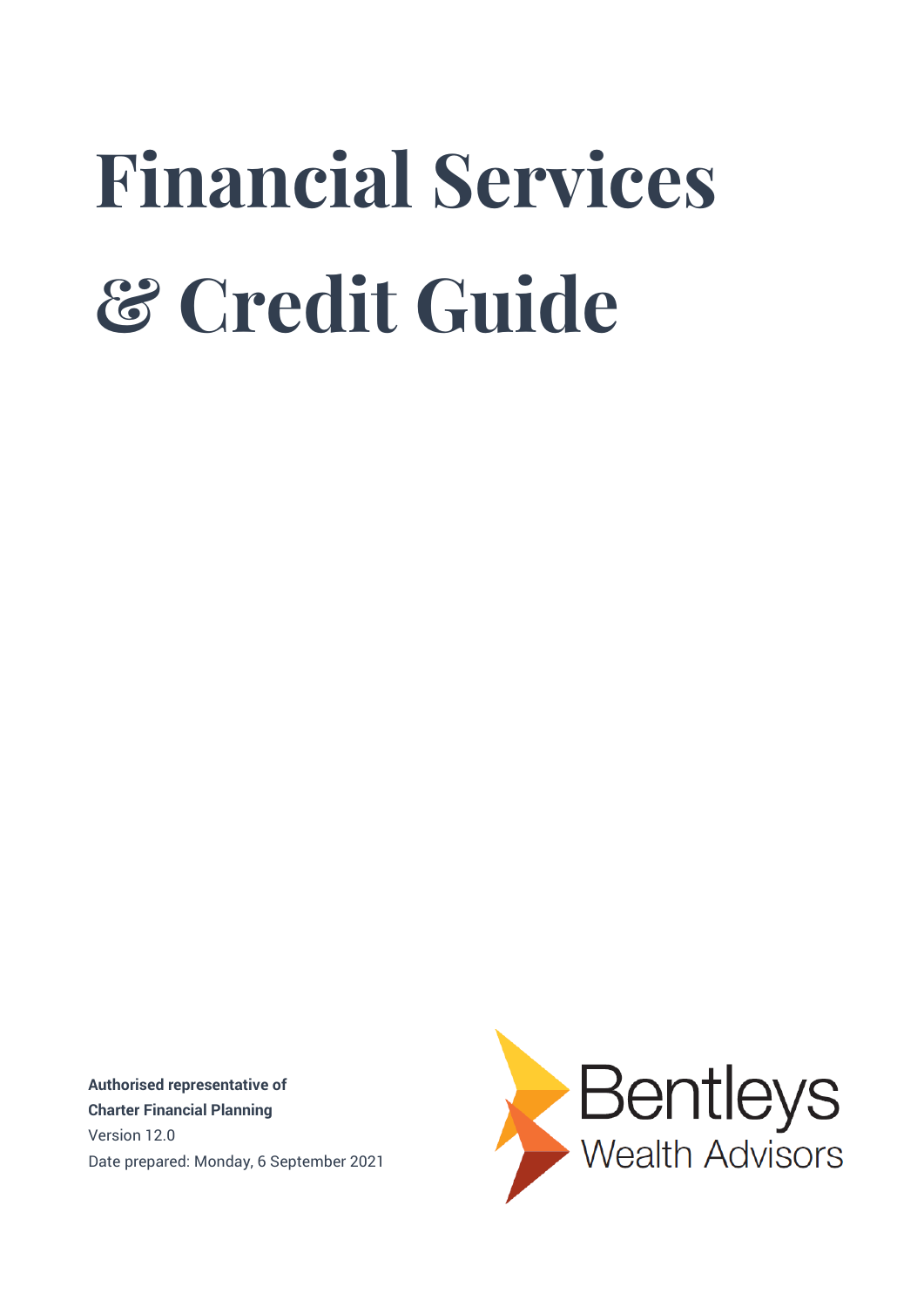# Financial Services & Credit Guide

**Authorised representative of**
**Charter Financial Planning**
Version 12.0
Date prepared: Monday, 6 September 2021

Bentleys
Wealth Advisors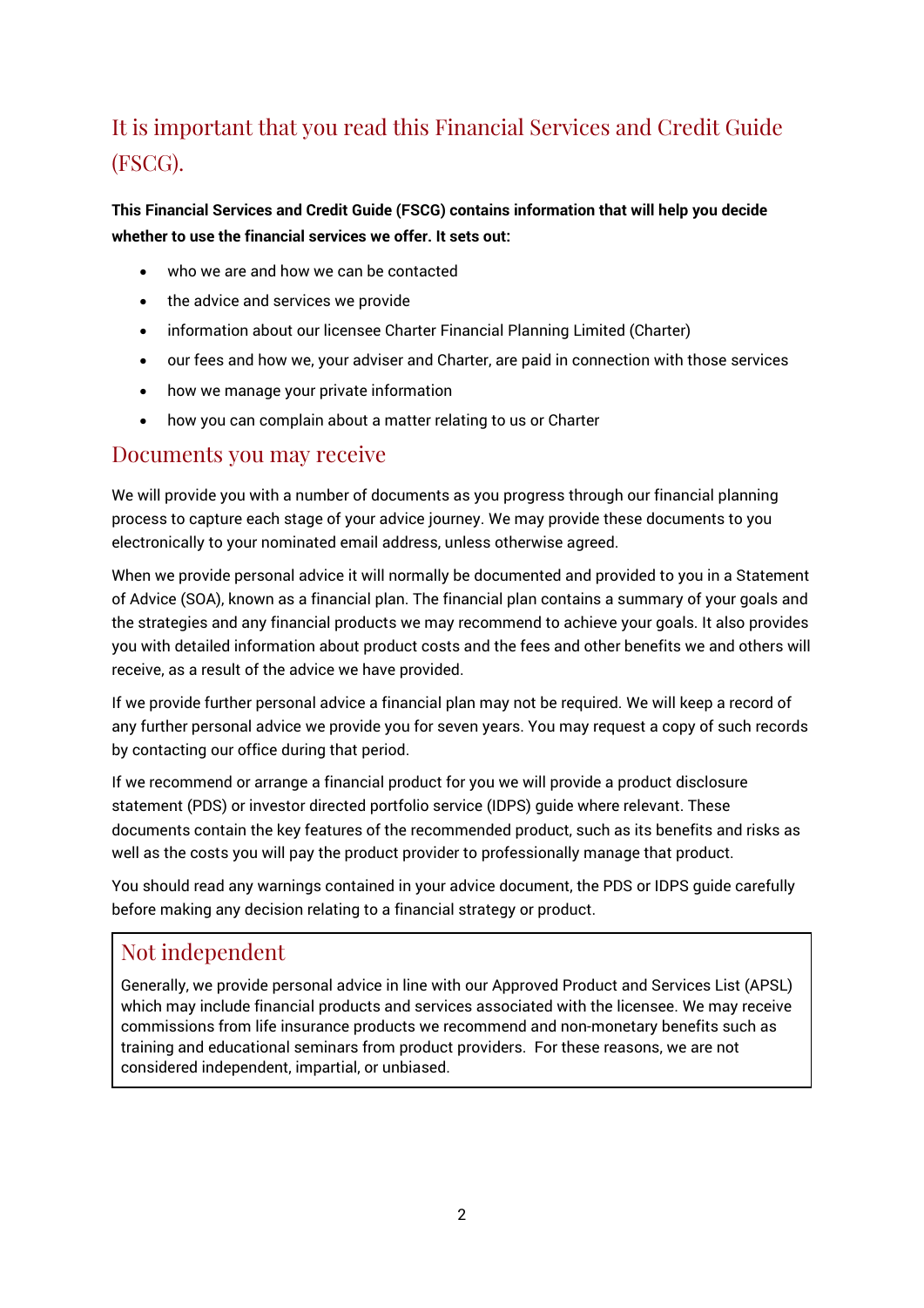# It is important that you read this Financial Services and Credit Guide (FSCG).

**This Financial Services and Credit Guide (FSCG) contains information that will help you decide whether to use the financial services we offer. It sets out:**

- who we are and how we can be contacted
- the advice and services we provide
- information about our licensee Charter Financial Planning Limited (Charter)
- our fees and how we, your adviser and Charter, are paid in connection with those services
- how we manage your private information
- how you can complain about a matter relating to us or Charter

## Documents you may receive

We will provide you with a number of documents as you progress through our financial planning process to capture each stage of your advice journey. We may provide these documents to you electronically to your nominated email address, unless otherwise agreed.

When we provide personal advice it will normally be documented and provided to you in a Statement of Advice (SOA), known as a financial plan. The financial plan contains a summary of your goals and the strategies and any financial products we may recommend to achieve your goals. It also provides you with detailed information about product costs and the fees and other benefits we and others will receive, as a result of the advice we have provided.

If we provide further personal advice a financial plan may not be required. We will keep a record of any further personal advice we provide you for seven years. You may request a copy of such records by contacting our office during that period.

If we recommend or arrange a financial product for you we will provide a product disclosure statement (PDS) or investor directed portfolio service (IDPS) guide where relevant. These documents contain the key features of the recommended product, such as its benefits and risks as well as the costs you will pay the product provider to professionally manage that product.

You should read any warnings contained in your advice document, the PDS or IDPS guide carefully before making any decision relating to a financial strategy or product.

## Not independent

Generally, we provide personal advice in line with our Approved Product and Services List (APSL) which may include financial products and services associated with the licensee. We may receive commissions from life insurance products we recommend and non-monetary benefits such as training and educational seminars from product providers. For these reasons, we are not considered independent, impartial, or unbiased.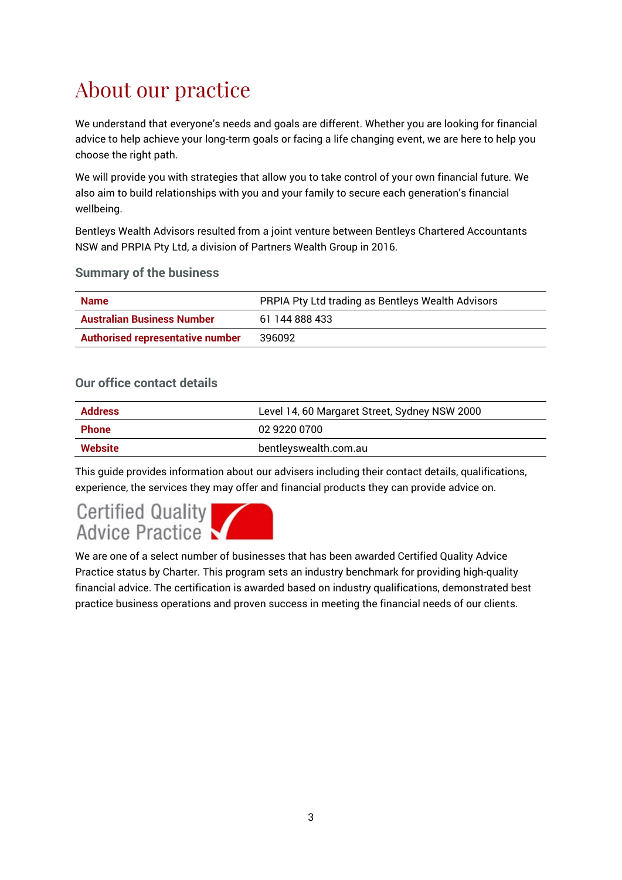# About our practice

We understand that everyone's needs and goals are different. Whether you are looking for financial advice to help achieve your long-term goals or facing a life changing event, we are here to help you choose the right path.

We will provide you with strategies that allow you to take control of your own financial future. We also aim to build relationships with you and your family to secure each generation's financial wellbeing.

Bentleys Wealth Advisors resulted from a joint venture between Bentleys Chartered Accountants NSW and PRPIA Pty Ltd, a division of Partners Wealth Group in 2016.

### Summary of the business

| | |
|---|---|
| **Name** | PRPIA Pty Ltd trading as Bentleys Wealth Advisors |
| **Australian Business Number** | 61 144 888 433 |
| **Authorised representative number** | 396092 |

### Our office contact details

| | |
|---|---|
| **Address** | Level 14, 60 Margaret Street, Sydney NSW 2000 |
| **Phone** | 02 9220 0700 |
| **Website** | bentleyswealth.com.au |

This guide provides information about our advisers including their contact details, qualifications, experience, the services they may offer and financial products they can provide advice on.

Certified Quality Advice Practice

We are one of a select number of businesses that has been awarded Certified Quality Advice Practice status by Charter. This program sets an industry benchmark for providing high-quality financial advice. The certification is awarded based on industry qualifications, demonstrated best practice business operations and proven success in meeting the financial needs of our clients.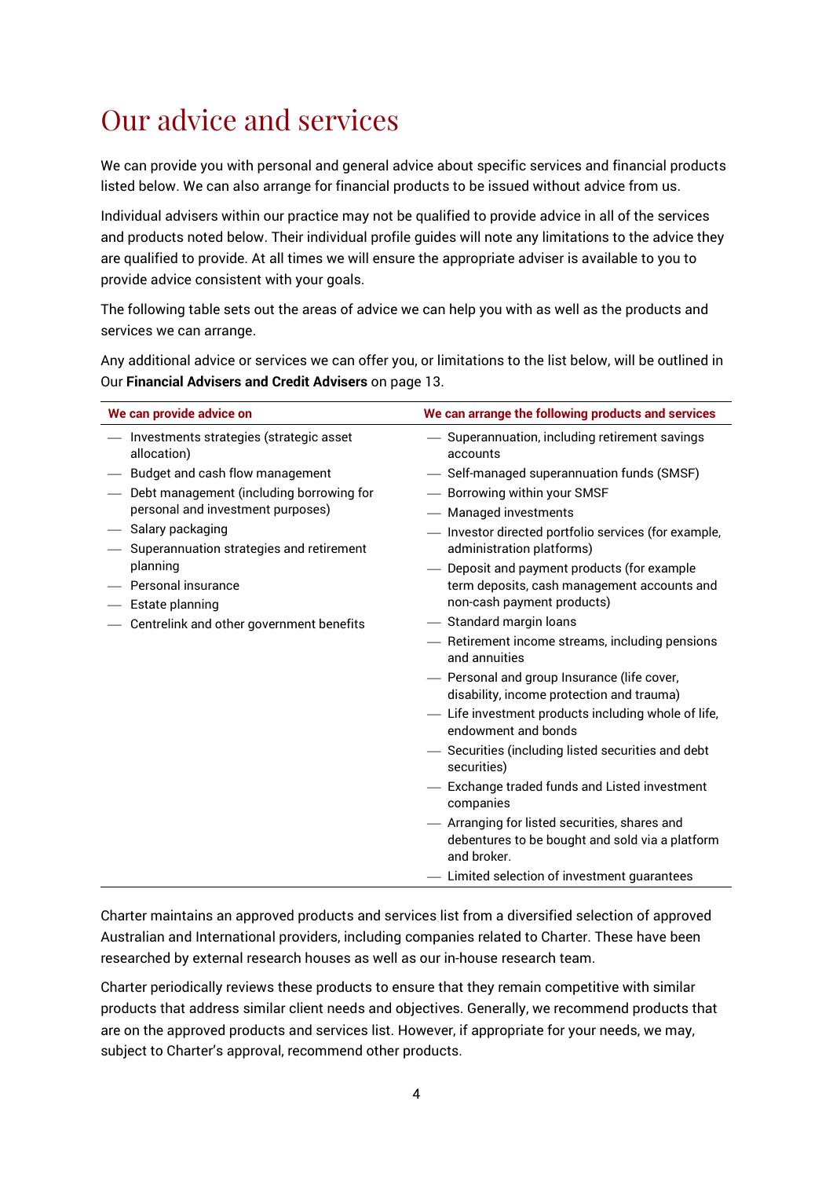# Our advice and services

We can provide you with personal and general advice about specific services and financial products listed below. We can also arrange for financial products to be issued without advice from us.

Individual advisers within our practice may not be qualified to provide advice in all of the services and products noted below. Their individual profile guides will note any limitations to the advice they are qualified to provide. At all times we will ensure the appropriate adviser is available to you to provide advice consistent with your goals.

The following table sets out the areas of advice we can help you with as well as the products and services we can arrange.

Any additional advice or services we can offer you, or limitations to the list below, will be outlined in Our **Financial Advisers and Credit Advisers** on page 13.

| We can provide advice on | We can arrange the following products and services |
|---|---|
| — Investments strategies (strategic asset allocation)<br>— Budget and cash flow management<br>— Debt management (including borrowing for personal and investment purposes)<br>— Salary packaging<br>— Superannuation strategies and retirement planning<br>— Personal insurance<br>— Estate planning<br>— Centrelink and other government benefits | — Superannuation, including retirement savings accounts<br>— Self-managed superannuation funds (SMSF)<br>— Borrowing within your SMSF<br>— Managed investments<br>— Investor directed portfolio services (for example, administration platforms)<br>— Deposit and payment products (for example term deposits, cash management accounts and non-cash payment products)<br>— Standard margin loans<br>— Retirement income streams, including pensions and annuities<br>— Personal and group Insurance (life cover, disability, income protection and trauma)<br>— Life investment products including whole of life, endowment and bonds<br>— Securities (including listed securities and debt securities)<br>— Exchange traded funds and Listed investment companies<br>— Arranging for listed securities, shares and debentures to be bought and sold via a platform and broker.<br>— Limited selection of investment guarantees |

Charter maintains an approved products and services list from a diversified selection of approved Australian and International providers, including companies related to Charter. These have been researched by external research houses as well as our in-house research team.

Charter periodically reviews these products to ensure that they remain competitive with similar products that address similar client needs and objectives. Generally, we recommend products that are on the approved products and services list. However, if appropriate for your needs, we may, subject to Charter's approval, recommend other products.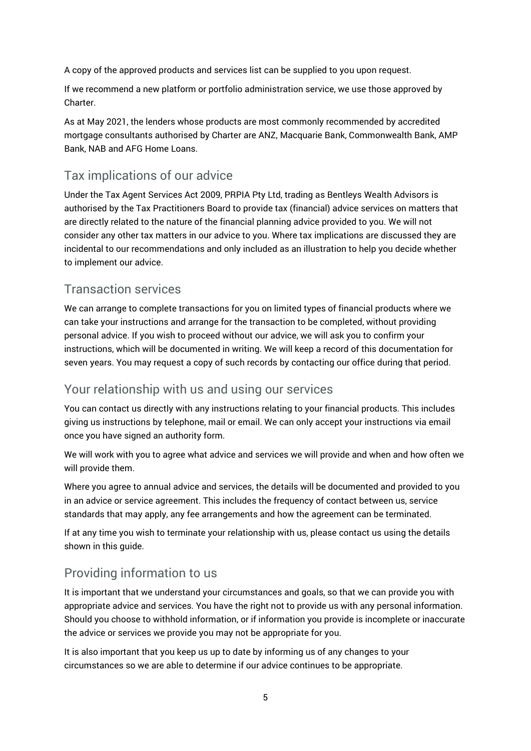A copy of the approved products and services list can be supplied to you upon request.

If we recommend a new platform or portfolio administration service, we use those approved by Charter.

As at May 2021, the lenders whose products are most commonly recommended by accredited mortgage consultants authorised by Charter are ANZ, Macquarie Bank, Commonwealth Bank, AMP Bank, NAB and AFG Home Loans.

## Tax implications of our advice

Under the Tax Agent Services Act 2009, PRPIA Pty Ltd, trading as Bentleys Wealth Advisors is authorised by the Tax Practitioners Board to provide tax (financial) advice services on matters that are directly related to the nature of the financial planning advice provided to you. We will not consider any other tax matters in our advice to you. Where tax implications are discussed they are incidental to our recommendations and only included as an illustration to help you decide whether to implement our advice.

## Transaction services

We can arrange to complete transactions for you on limited types of financial products where we can take your instructions and arrange for the transaction to be completed, without providing personal advice. If you wish to proceed without our advice, we will ask you to confirm your instructions, which will be documented in writing. We will keep a record of this documentation for seven years. You may request a copy of such records by contacting our office during that period.

## Your relationship with us and using our services

You can contact us directly with any instructions relating to your financial products. This includes giving us instructions by telephone, mail or email. We can only accept your instructions via email once you have signed an authority form.

We will work with you to agree what advice and services we will provide and when and how often we will provide them.

Where you agree to annual advice and services, the details will be documented and provided to you in an advice or service agreement. This includes the frequency of contact between us, service standards that may apply, any fee arrangements and how the agreement can be terminated.

If at any time you wish to terminate your relationship with us, please contact us using the details shown in this guide.

## Providing information to us

It is important that we understand your circumstances and goals, so that we can provide you with appropriate advice and services. You have the right not to provide us with any personal information. Should you choose to withhold information, or if information you provide is incomplete or inaccurate the advice or services we provide you may not be appropriate for you.

It is also important that you keep us up to date by informing us of any changes to your circumstances so we are able to determine if our advice continues to be appropriate.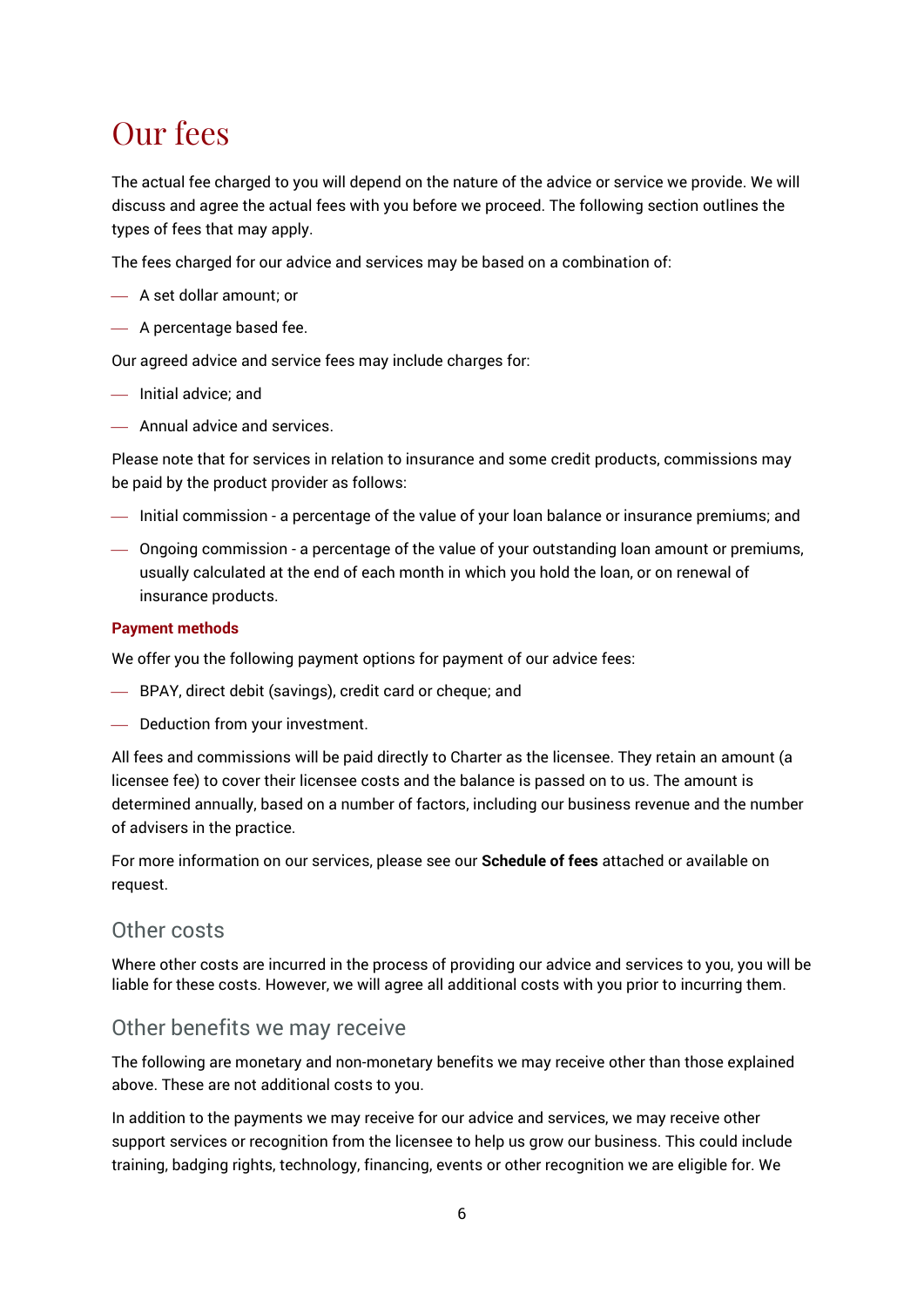# Our fees

The actual fee charged to you will depend on the nature of the advice or service we provide. We will discuss and agree the actual fees with you before we proceed. The following section outlines the types of fees that may apply.

The fees charged for our advice and services may be based on a combination of:

- A set dollar amount; or
- A percentage based fee.

Our agreed advice and service fees may include charges for:

- Initial advice; and
- Annual advice and services.

Please note that for services in relation to insurance and some credit products, commissions may be paid by the product provider as follows:

- Initial commission - a percentage of the value of your loan balance or insurance premiums; and
- Ongoing commission - a percentage of the value of your outstanding loan amount or premiums, usually calculated at the end of each month in which you hold the loan, or on renewal of insurance products.

### Payment methods

We offer you the following payment options for payment of our advice fees:

- BPAY, direct debit (savings), credit card or cheque; and
- Deduction from your investment.

All fees and commissions will be paid directly to Charter as the licensee. They retain an amount (a licensee fee) to cover their licensee costs and the balance is passed on to us. The amount is determined annually, based on a number of factors, including our business revenue and the number of advisers in the practice.

For more information on our services, please see our **Schedule of fees** attached or available on request.

## Other costs

Where other costs are incurred in the process of providing our advice and services to you, you will be liable for these costs. However, we will agree all additional costs with you prior to incurring them.

## Other benefits we may receive

The following are monetary and non-monetary benefits we may receive other than those explained above. These are not additional costs to you.

In addition to the payments we may receive for our advice and services, we may receive other support services or recognition from the licensee to help us grow our business. This could include training, badging rights, technology, financing, events or other recognition we are eligible for. We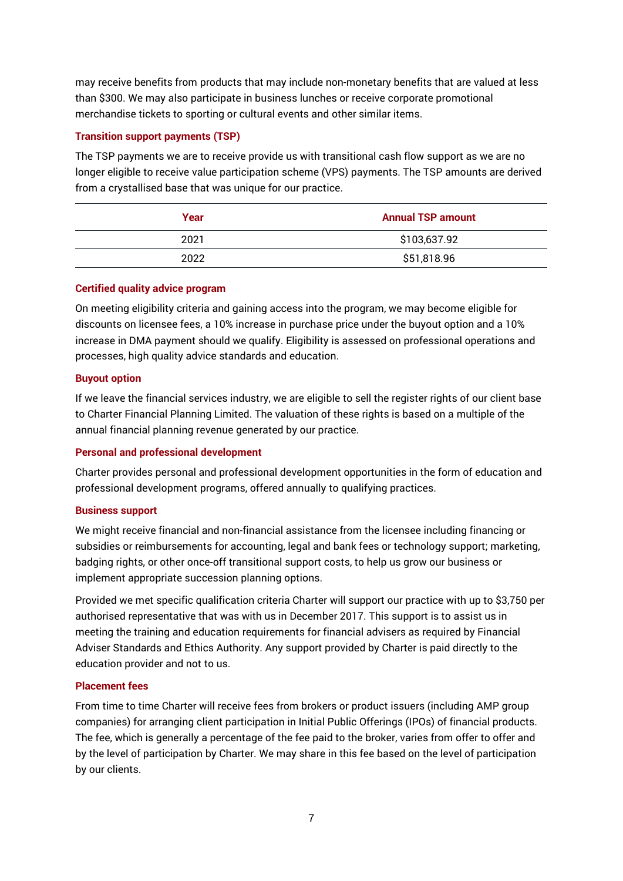may receive benefits from products that may include non-monetary benefits that are valued at less than $300. We may also participate in business lunches or receive corporate promotional merchandise tickets to sporting or cultural events and other similar items.

### Transition support payments (TSP)

The TSP payments we are to receive provide us with transitional cash flow support as we are no longer eligible to receive value participation scheme (VPS) payments. The TSP amounts are derived from a crystallised base that was unique for our practice.

| Year | Annual TSP amount |
|---|---|
| 2021 | $103,637.92 |
| 2022 | $51,818.96 |

### Certified quality advice program

On meeting eligibility criteria and gaining access into the program, we may become eligible for discounts on licensee fees, a 10% increase in purchase price under the buyout option and a 10% increase in DMA payment should we qualify. Eligibility is assessed on professional operations and processes, high quality advice standards and education.

### Buyout option

If we leave the financial services industry, we are eligible to sell the register rights of our client base to Charter Financial Planning Limited. The valuation of these rights is based on a multiple of the annual financial planning revenue generated by our practice.

### Personal and professional development

Charter provides personal and professional development opportunities in the form of education and professional development programs, offered annually to qualifying practices.

### Business support

We might receive financial and non-financial assistance from the licensee including financing or subsidies or reimbursements for accounting, legal and bank fees or technology support; marketing, badging rights, or other once-off transitional support costs, to help us grow our business or implement appropriate succession planning options.

Provided we met specific qualification criteria Charter will support our practice with up to $3,750 per authorised representative that was with us in December 2017. This support is to assist us in meeting the training and education requirements for financial advisers as required by Financial Adviser Standards and Ethics Authority. Any support provided by Charter is paid directly to the education provider and not to us.

### Placement fees

From time to time Charter will receive fees from brokers or product issuers (including AMP group companies) for arranging client participation in Initial Public Offerings (IPOs) of financial products. The fee, which is generally a percentage of the fee paid to the broker, varies from offer to offer and by the level of participation by Charter. We may share in this fee based on the level of participation by our clients.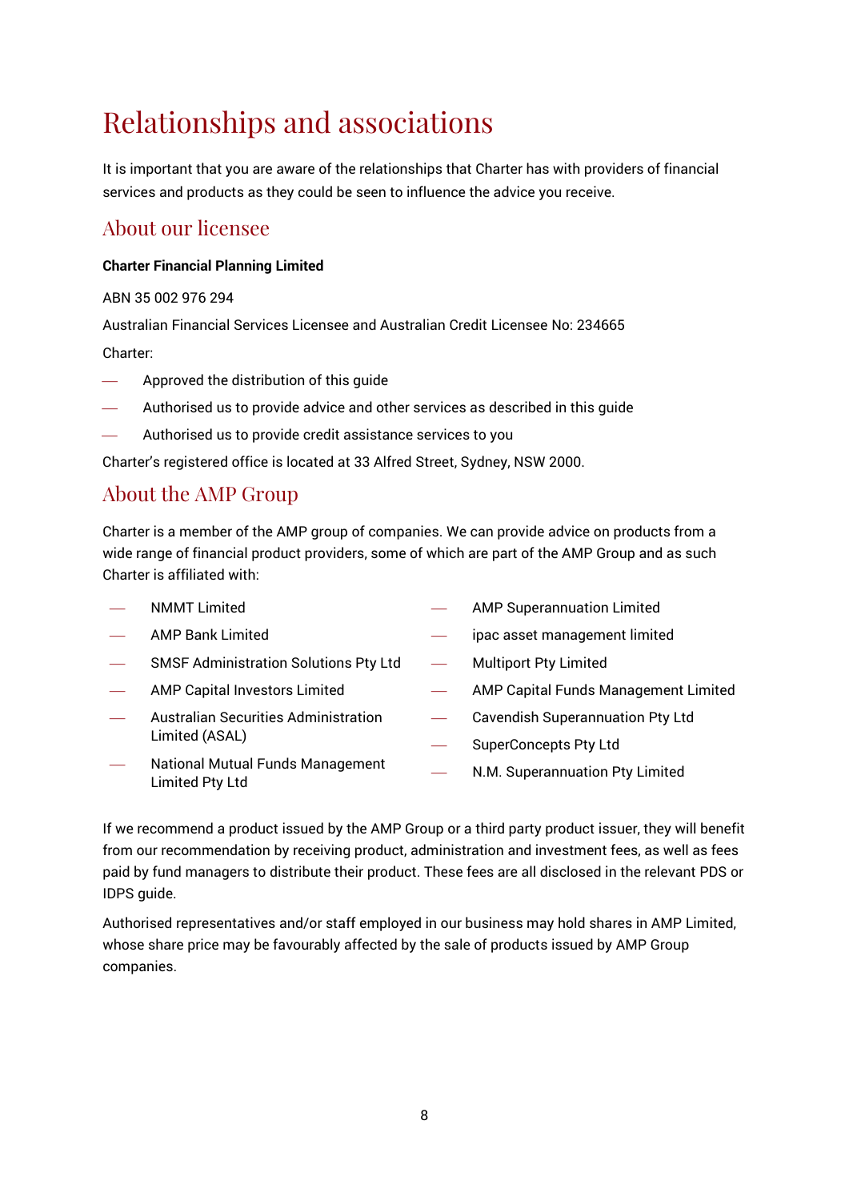# Relationships and associations

It is important that you are aware of the relationships that Charter has with providers of financial services and products as they could be seen to influence the advice you receive.

## About our licensee

**Charter Financial Planning Limited**

ABN 35 002 976 294

Australian Financial Services Licensee and Australian Credit Licensee No: 234665

Charter:

- Approved the distribution of this guide
- Authorised us to provide advice and other services as described in this guide
- Authorised us to provide credit assistance services to you

Charter's registered office is located at 33 Alfred Street, Sydney, NSW 2000.

## About the AMP Group

Charter is a member of the AMP group of companies. We can provide advice on products from a wide range of financial product providers, some of which are part of the AMP Group and as such Charter is affiliated with:

- NMMT Limited
- AMP Bank Limited
- SMSF Administration Solutions Pty Ltd
- AMP Capital Investors Limited
- Australian Securities Administration Limited (ASAL)
- National Mutual Funds Management Limited Pty Ltd
- AMP Superannuation Limited
- ipac asset management limited
- Multiport Pty Limited
- AMP Capital Funds Management Limited
- Cavendish Superannuation Pty Ltd
- SuperConcepts Pty Ltd
- N.M. Superannuation Pty Limited

If we recommend a product issued by the AMP Group or a third party product issuer, they will benefit from our recommendation by receiving product, administration and investment fees, as well as fees paid by fund managers to distribute their product. These fees are all disclosed in the relevant PDS or IDPS guide.

Authorised representatives and/or staff employed in our business may hold shares in AMP Limited, whose share price may be favourably affected by the sale of products issued by AMP Group companies.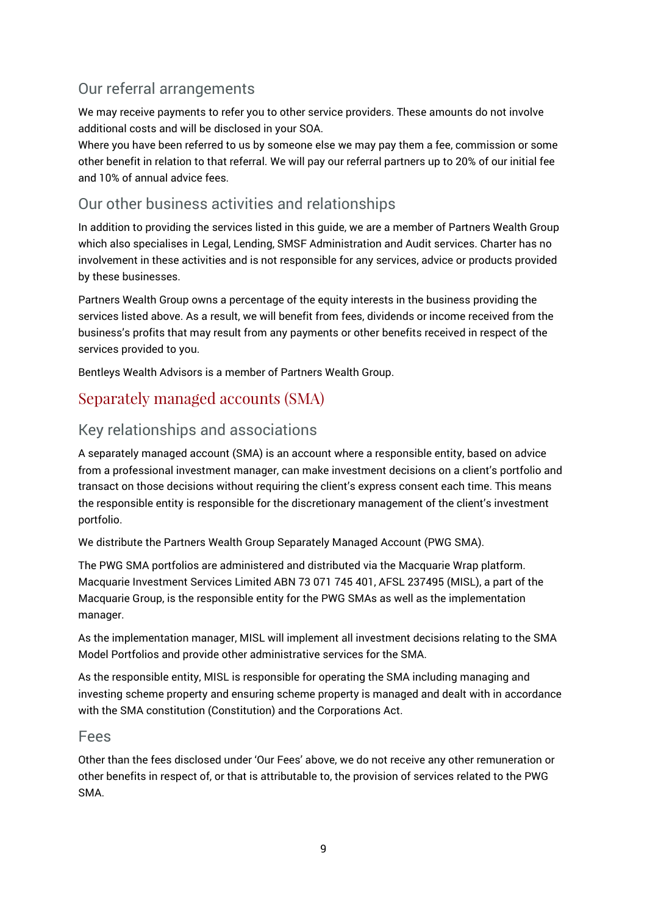## Our referral arrangements

We may receive payments to refer you to other service providers. These amounts do not involve additional costs and will be disclosed in your SOA.
Where you have been referred to us by someone else we may pay them a fee, commission or some other benefit in relation to that referral. We will pay our referral partners up to 20% of our initial fee and 10% of annual advice fees.

## Our other business activities and relationships

In addition to providing the services listed in this guide, we are a member of Partners Wealth Group which also specialises in Legal, Lending, SMSF Administration and Audit services. Charter has no involvement in these activities and is not responsible for any services, advice or products provided by these businesses.

Partners Wealth Group owns a percentage of the equity interests in the business providing the services listed above. As a result, we will benefit from fees, dividends or income received from the business's profits that may result from any payments or other benefits received in respect of the services provided to you.

Bentleys Wealth Advisors is a member of Partners Wealth Group.

# Separately managed accounts (SMA)

## Key relationships and associations

A separately managed account (SMA) is an account where a responsible entity, based on advice from a professional investment manager, can make investment decisions on a client's portfolio and transact on those decisions without requiring the client's express consent each time. This means the responsible entity is responsible for the discretionary management of the client's investment portfolio.

We distribute the Partners Wealth Group Separately Managed Account (PWG SMA).

The PWG SMA portfolios are administered and distributed via the Macquarie Wrap platform. Macquarie Investment Services Limited ABN 73 071 745 401, AFSL 237495 (MISL), a part of the Macquarie Group, is the responsible entity for the PWG SMAs as well as the implementation manager.

As the implementation manager, MISL will implement all investment decisions relating to the SMA Model Portfolios and provide other administrative services for the SMA.

As the responsible entity, MISL is responsible for operating the SMA including managing and investing scheme property and ensuring scheme property is managed and dealt with in accordance with the SMA constitution (Constitution) and the Corporations Act.

## Fees

Other than the fees disclosed under 'Our Fees' above, we do not receive any other remuneration or other benefits in respect of, or that is attributable to, the provision of services related to the PWG SMA.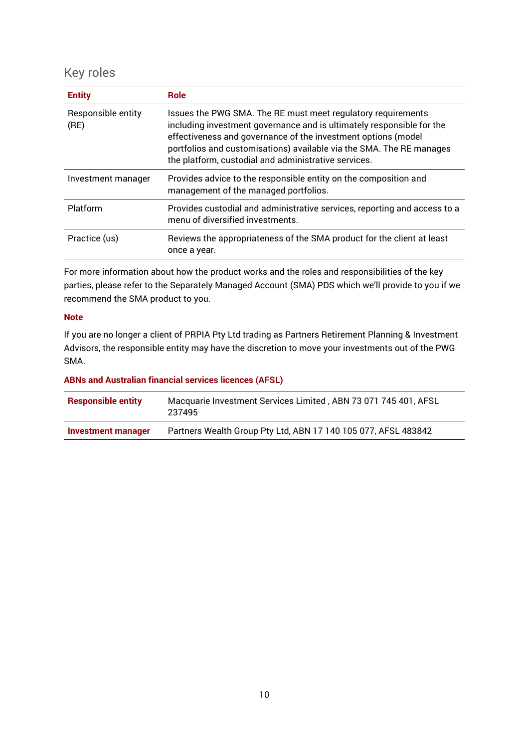## Key roles

| Entity | Role |
|---|---|
| Responsible entity (RE) | Issues the PWG SMA. The RE must meet regulatory requirements including investment governance and is ultimately responsible for the effectiveness and governance of the investment options (model portfolios and customisations) available via the SMA. The RE manages the platform, custodial and administrative services. |
| Investment manager | Provides advice to the responsible entity on the composition and management of the managed portfolios. |
| Platform | Provides custodial and administrative services, reporting and access to a menu of diversified investments. |
| Practice (us) | Reviews the appropriateness of the SMA product for the client at least once a year. |

For more information about how the product works and the roles and responsibilities of the key parties, please refer to the Separately Managed Account (SMA) PDS which we'll provide to you if we recommend the SMA product to you.

**Note**

If you are no longer a client of PRPIA Pty Ltd trading as Partners Retirement Planning & Investment Advisors, the responsible entity may have the discretion to move your investments out of the PWG SMA.

**ABNs and Australian financial services licences (AFSL)**

| | |
|---|---|
| **Responsible entity** | Macquarie Investment Services Limited , ABN 73 071 745 401, AFSL 237495 |
| **Investment manager** | Partners Wealth Group Pty Ltd, ABN 17 140 105 077, AFSL 483842 |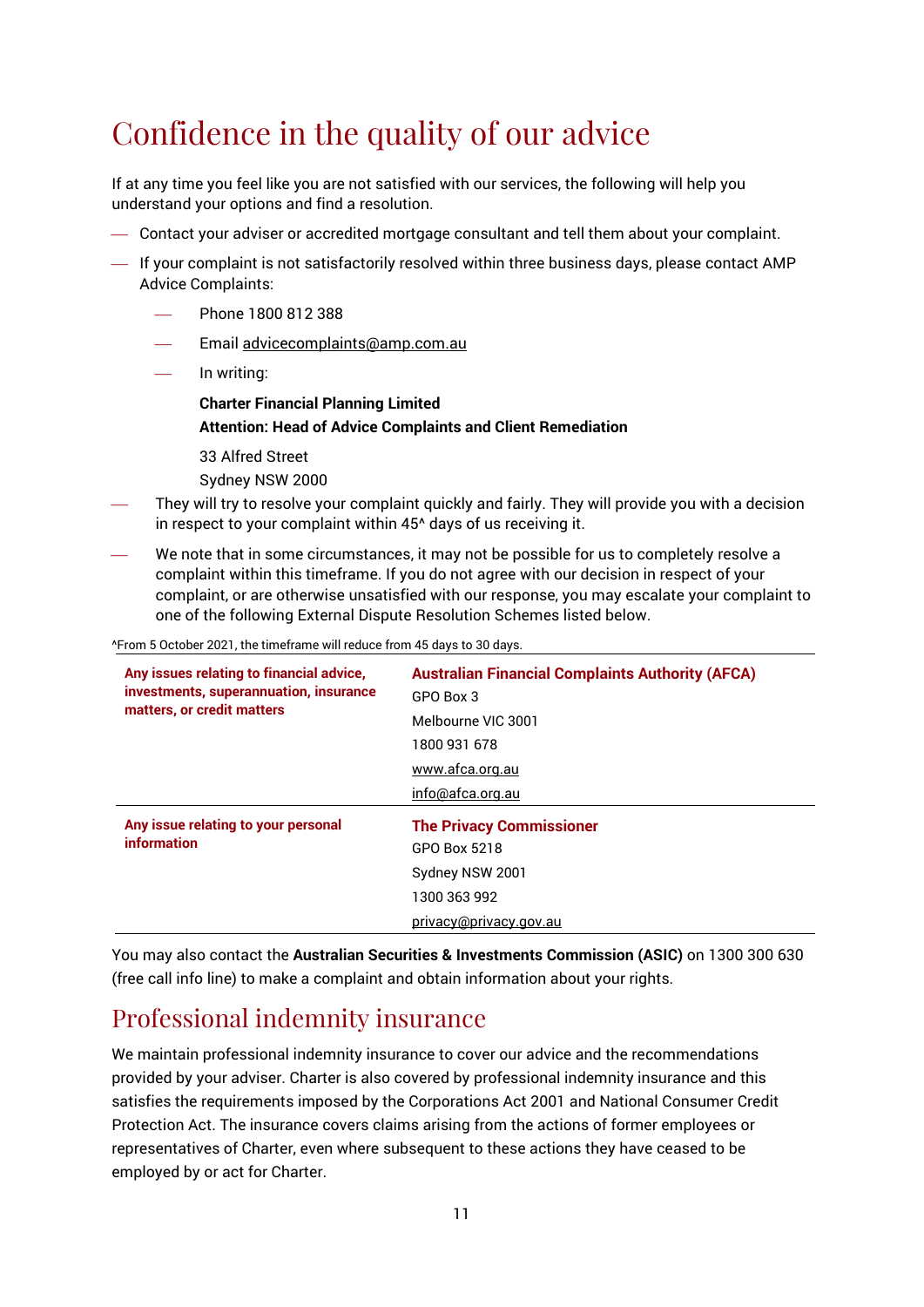# Confidence in the quality of our advice

If at any time you feel like you are not satisfied with our services, the following will help you understand your options and find a resolution.

- Contact your adviser or accredited mortgage consultant and tell them about your complaint.
- If your complaint is not satisfactorily resolved within three business days, please contact AMP Advice Complaints:
  - Phone 1800 812 388
  - Email advicecomplaints@amp.com.au
  - In writing:

    **Charter Financial Planning Limited**
    **Attention: Head of Advice Complaints and Client Remediation**

    33 Alfred Street
    Sydney NSW 2000
- They will try to resolve your complaint quickly and fairly. They will provide you with a decision in respect to your complaint within 45^ days of us receiving it.
- We note that in some circumstances, it may not be possible for us to completely resolve a complaint within this timeframe. If you do not agree with our decision in respect of your complaint, or are otherwise unsatisfied with our response, you may escalate your complaint to one of the following External Dispute Resolution Schemes listed below.

^From 5 October 2021, the timeframe will reduce from 45 days to 30 days.

| | |
|---|---|
| **Any issues relating to financial advice, investments, superannuation, insurance matters, or credit matters** | **Australian Financial Complaints Authority (AFCA)**<br>GPO Box 3<br>Melbourne VIC 3001<br>1800 931 678<br>www.afca.org.au<br>info@afca.org.au |
| **Any issue relating to your personal information** | **The Privacy Commissioner**<br>GPO Box 5218<br>Sydney NSW 2001<br>1300 363 992<br>privacy@privacy.gov.au |

You may also contact the **Australian Securities & Investments Commission (ASIC)** on 1300 300 630 (free call info line) to make a complaint and obtain information about your rights.

# Professional indemnity insurance

We maintain professional indemnity insurance to cover our advice and the recommendations provided by your adviser. Charter is also covered by professional indemnity insurance and this satisfies the requirements imposed by the Corporations Act 2001 and National Consumer Credit Protection Act. The insurance covers claims arising from the actions of former employees or representatives of Charter, even where subsequent to these actions they have ceased to be employed by or act for Charter.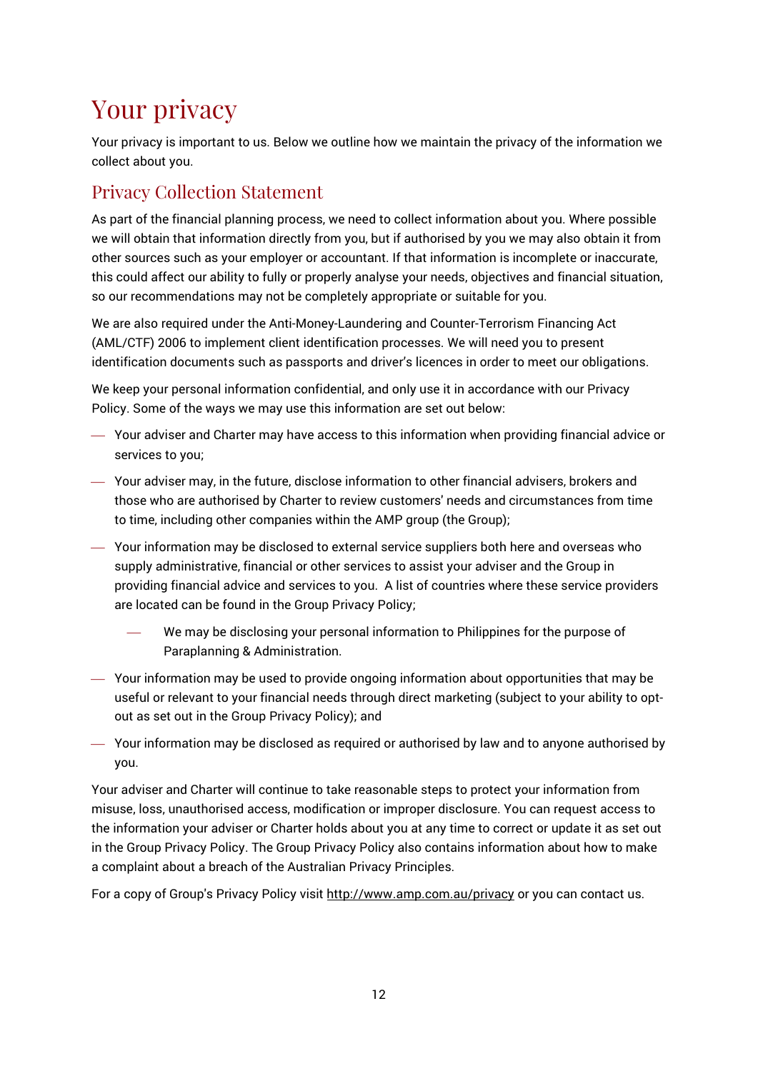# Your privacy

Your privacy is important to us. Below we outline how we maintain the privacy of the information we collect about you.

## Privacy Collection Statement

As part of the financial planning process, we need to collect information about you. Where possible we will obtain that information directly from you, but if authorised by you we may also obtain it from other sources such as your employer or accountant. If that information is incomplete or inaccurate, this could affect our ability to fully or properly analyse your needs, objectives and financial situation, so our recommendations may not be completely appropriate or suitable for you.

We are also required under the Anti-Money-Laundering and Counter-Terrorism Financing Act (AML/CTF) 2006 to implement client identification processes. We will need you to present identification documents such as passports and driver's licences in order to meet our obligations.

We keep your personal information confidential, and only use it in accordance with our Privacy Policy. Some of the ways we may use this information are set out below:

- Your adviser and Charter may have access to this information when providing financial advice or services to you;
- Your adviser may, in the future, disclose information to other financial advisers, brokers and those who are authorised by Charter to review customers' needs and circumstances from time to time, including other companies within the AMP group (the Group);
- Your information may be disclosed to external service suppliers both here and overseas who supply administrative, financial or other services to assist your adviser and the Group in providing financial advice and services to you. A list of countries where these service providers are located can be found in the Group Privacy Policy;
  - We may be disclosing your personal information to Philippines for the purpose of Paraplanning & Administration.
- Your information may be used to provide ongoing information about opportunities that may be useful or relevant to your financial needs through direct marketing (subject to your ability to opt-out as set out in the Group Privacy Policy); and
- Your information may be disclosed as required or authorised by law and to anyone authorised by you.

Your adviser and Charter will continue to take reasonable steps to protect your information from misuse, loss, unauthorised access, modification or improper disclosure. You can request access to the information your adviser or Charter holds about you at any time to correct or update it as set out in the Group Privacy Policy. The Group Privacy Policy also contains information about how to make a complaint about a breach of the Australian Privacy Principles.

For a copy of Group's Privacy Policy visit http://www.amp.com.au/privacy or you can contact us.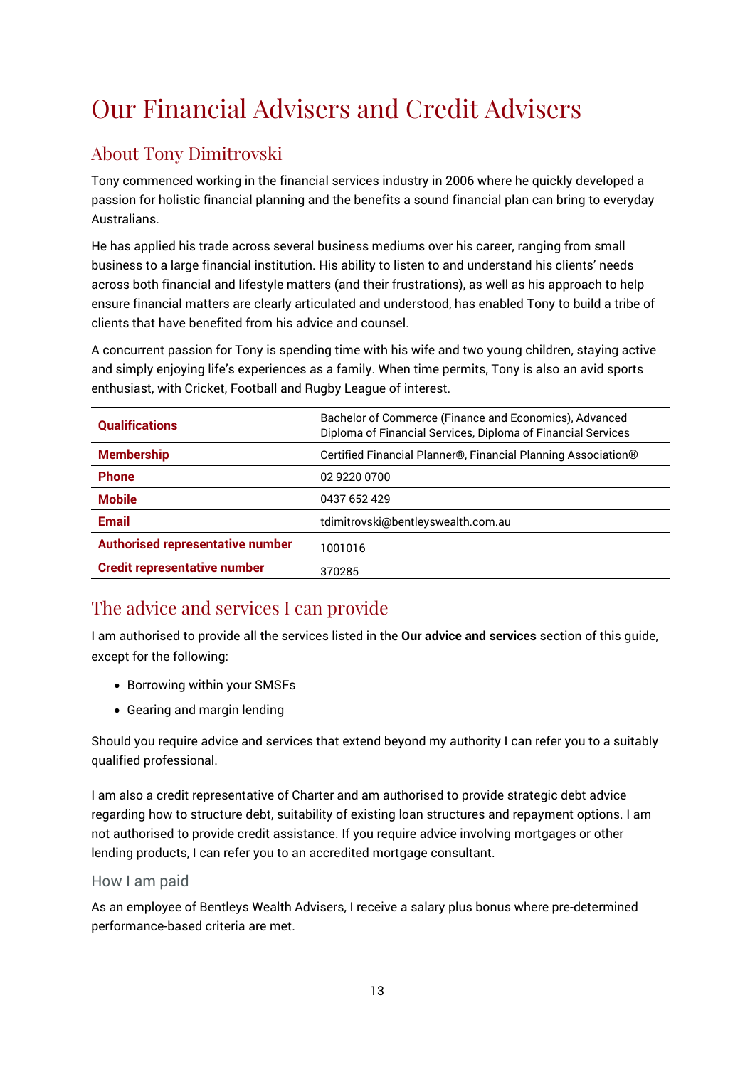# Our Financial Advisers and Credit Advisers

## About Tony Dimitrovski

Tony commenced working in the financial services industry in 2006 where he quickly developed a passion for holistic financial planning and the benefits a sound financial plan can bring to everyday Australians.

He has applied his trade across several business mediums over his career, ranging from small business to a large financial institution. His ability to listen to and understand his clients' needs across both financial and lifestyle matters (and their frustrations), as well as his approach to help ensure financial matters are clearly articulated and understood, has enabled Tony to build a tribe of clients that have benefited from his advice and counsel.

A concurrent passion for Tony is spending time with his wife and two young children, staying active and simply enjoying life's experiences as a family. When time permits, Tony is also an avid sports enthusiast, with Cricket, Football and Rugby League of interest.

| | |
|---|---|
| **Qualifications** | Bachelor of Commerce (Finance and Economics), Advanced Diploma of Financial Services, Diploma of Financial Services |
| **Membership** | Certified Financial Planner®, Financial Planning Association® |
| **Phone** | 02 9220 0700 |
| **Mobile** | 0437 652 429 |
| **Email** | tdimitrovski@bentleyswealth.com.au |
| **Authorised representative number** | 1001016 |
| **Credit representative number** | 370285 |

## The advice and services I can provide

I am authorised to provide all the services listed in the **Our advice and services** section of this guide, except for the following:

- Borrowing within your SMSFs
- Gearing and margin lending

Should you require advice and services that extend beyond my authority I can refer you to a suitably qualified professional.

I am also a credit representative of Charter and am authorised to provide strategic debt advice regarding how to structure debt, suitability of existing loan structures and repayment options. I am not authorised to provide credit assistance. If you require advice involving mortgages or other lending products, I can refer you to an accredited mortgage consultant.

### How I am paid

As an employee of Bentleys Wealth Advisers, I receive a salary plus bonus where pre-determined performance-based criteria are met.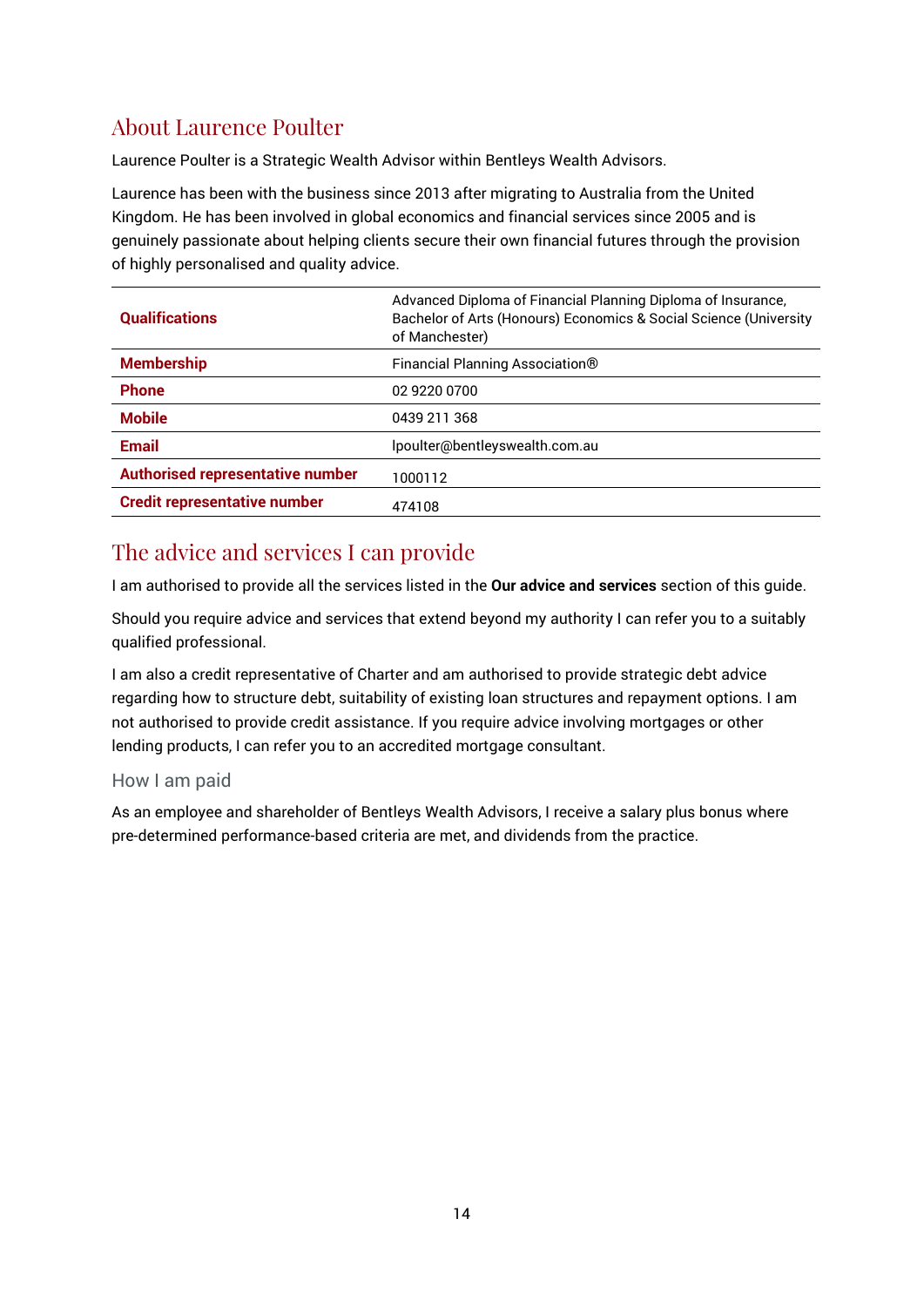## About Laurence Poulter

Laurence Poulter is a Strategic Wealth Advisor within Bentleys Wealth Advisors.

Laurence has been with the business since 2013 after migrating to Australia from the United Kingdom. He has been involved in global economics and financial services since 2005 and is genuinely passionate about helping clients secure their own financial futures through the provision of highly personalised and quality advice.

| | |
|---|---|
| **Qualifications** | Advanced Diploma of Financial Planning Diploma of Insurance, Bachelor of Arts (Honours) Economics & Social Science (University of Manchester) |
| **Membership** | Financial Planning Association® |
| **Phone** | 02 9220 0700 |
| **Mobile** | 0439 211 368 |
| **Email** | lpoulter@bentleyswealth.com.au |
| **Authorised representative number** | 1000112 |
| **Credit representative number** | 474108 |

## The advice and services I can provide

I am authorised to provide all the services listed in the **Our advice and services** section of this guide.

Should you require advice and services that extend beyond my authority I can refer you to a suitably qualified professional.

I am also a credit representative of Charter and am authorised to provide strategic debt advice regarding how to structure debt, suitability of existing loan structures and repayment options. I am not authorised to provide credit assistance. If you require advice involving mortgages or other lending products, I can refer you to an accredited mortgage consultant.

### How I am paid

As an employee and shareholder of Bentleys Wealth Advisors, I receive a salary plus bonus where pre-determined performance-based criteria are met, and dividends from the practice.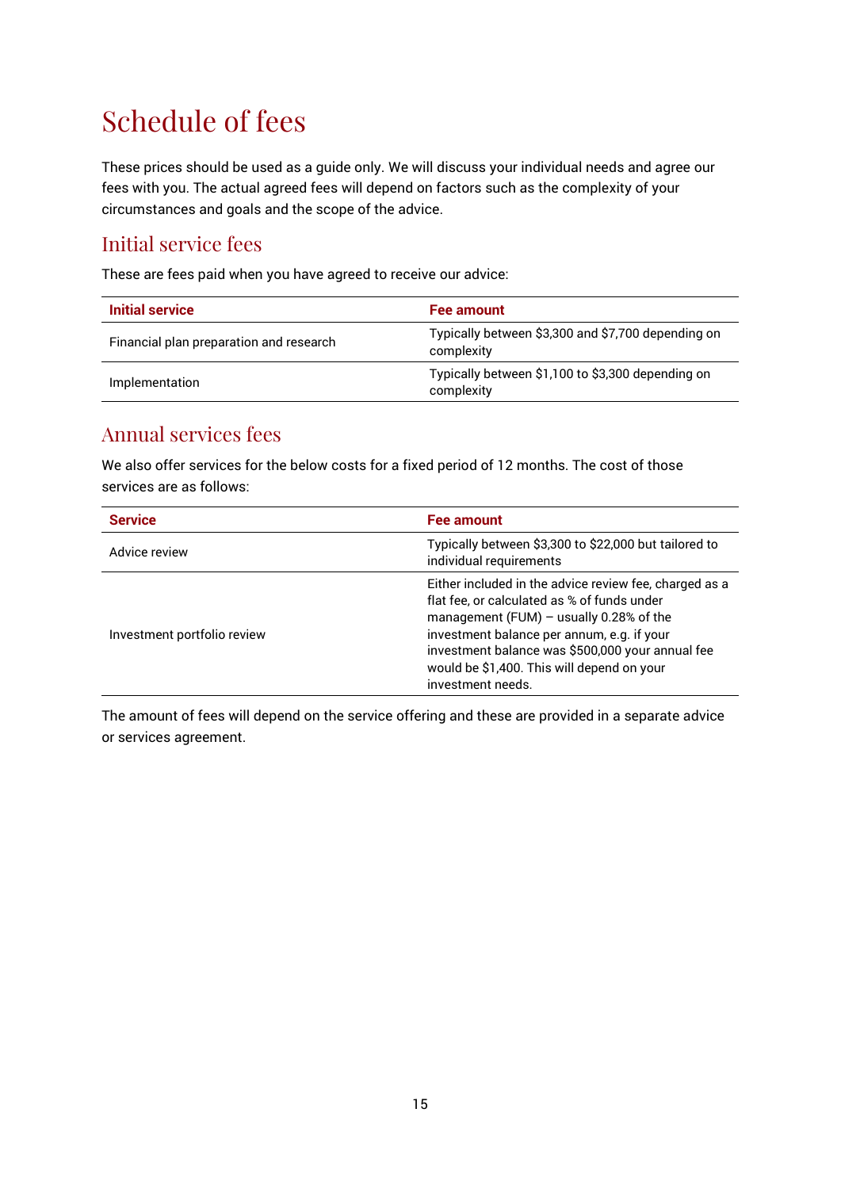# Schedule of fees

These prices should be used as a guide only. We will discuss your individual needs and agree our fees with you. The actual agreed fees will depend on factors such as the complexity of your circumstances and goals and the scope of the advice.

## Initial service fees

These are fees paid when you have agreed to receive our advice:

| Initial service | Fee amount |
|---|---|
| Financial plan preparation and research | Typically between $3,300 and $7,700 depending on complexity |
| Implementation | Typically between $1,100 to $3,300 depending on complexity |

## Annual services fees

We also offer services for the below costs for a fixed period of 12 months. The cost of those services are as follows:

| Service | Fee amount |
|---|---|
| Advice review | Typically between $3,300 to $22,000 but tailored to individual requirements |
| Investment portfolio review | Either included in the advice review fee, charged as a flat fee, or calculated as % of funds under management (FUM) – usually 0.28% of the investment balance per annum, e.g. if your investment balance was $500,000 your annual fee would be $1,400. This will depend on your investment needs. |

The amount of fees will depend on the service offering and these are provided in a separate advice or services agreement.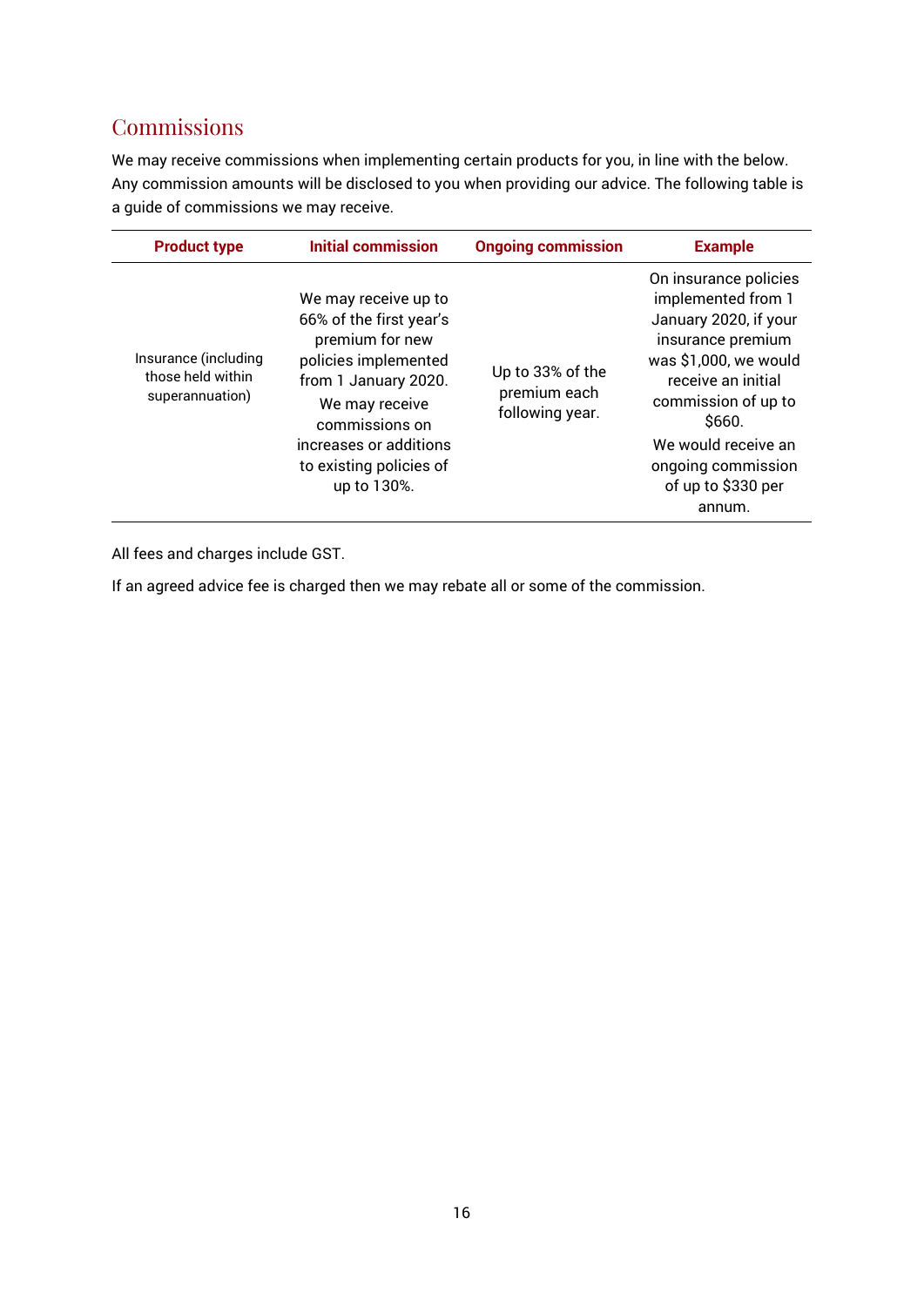## Commissions

We may receive commissions when implementing certain products for you, in line with the below. Any commission amounts will be disclosed to you when providing our advice. The following table is a guide of commissions we may receive.

| Product type | Initial commission | Ongoing commission | Example |
|---|---|---|---|
| Insurance (including those held within superannuation) | We may receive up to 66% of the first year's premium for new policies implemented from 1 January 2020. We may receive commissions on increases or additions to existing policies of up to 130%. | Up to 33% of the premium each following year. | On insurance policies implemented from 1 January 2020, if your insurance premium was $1,000, we would receive an initial commission of up to $660. We would receive an ongoing commission of up to $330 per annum. |

All fees and charges include GST.

If an agreed advice fee is charged then we may rebate all or some of the commission.